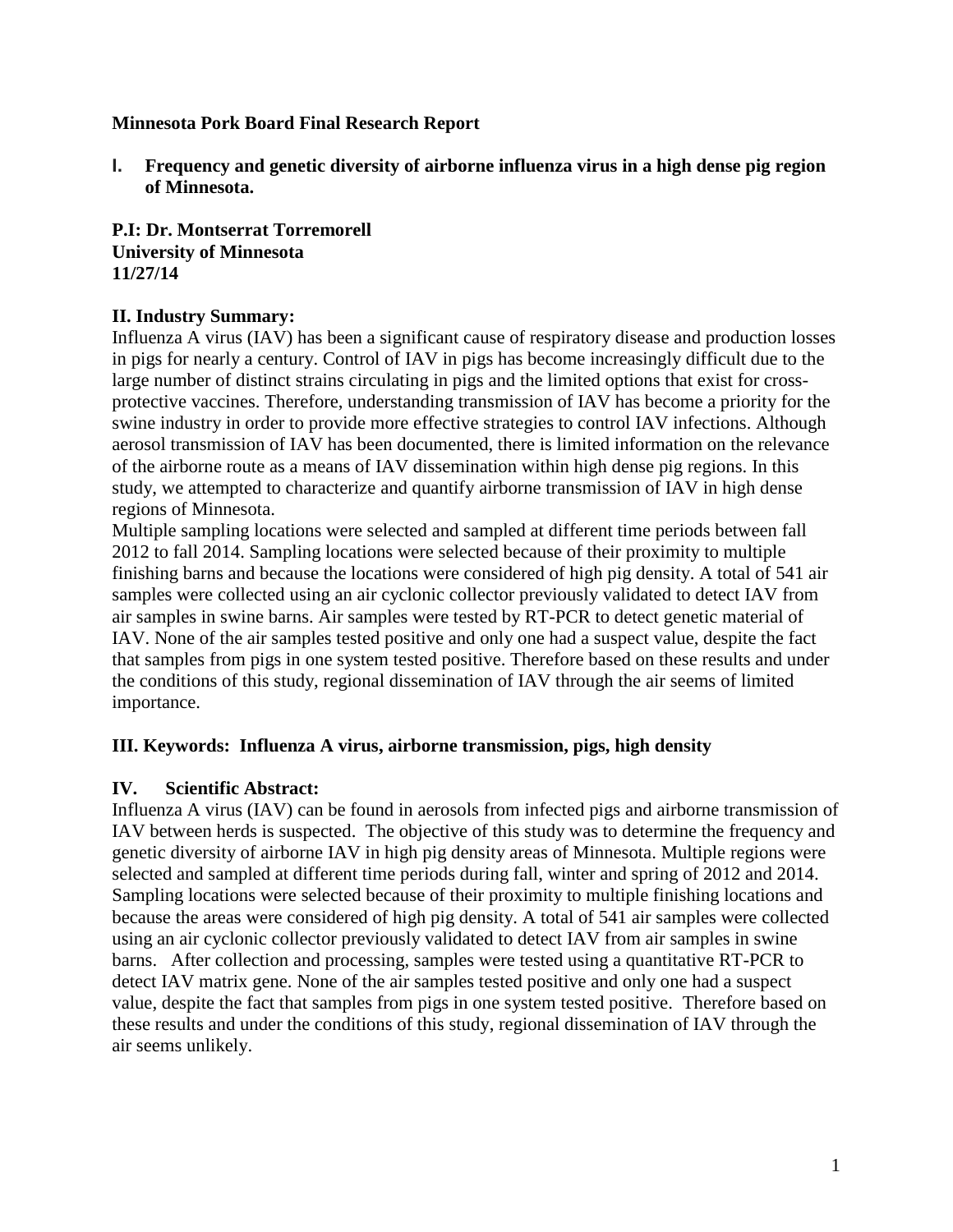**Minnesota Pork Board Final Research Report**

**I. Frequency and genetic diversity of airborne influenza virus in a high dense pig region of Minnesota.**

**P.I: Dr. Montserrat Torremorell**
**University of Minnesota**
**11/27/14**

## II. Industry Summary:

Influenza A virus (IAV) has been a significant cause of respiratory disease and production losses in pigs for nearly a century. Control of IAV in pigs has become increasingly difficult due to the large number of distinct strains circulating in pigs and the limited options that exist for cross-protective vaccines. Therefore, understanding transmission of IAV has become a priority for the swine industry in order to provide more effective strategies to control IAV infections. Although aerosol transmission of IAV has been documented, there is limited information on the relevance of the airborne route as a means of IAV dissemination within high dense pig regions. In this study, we attempted to characterize and quantify airborne transmission of IAV in high dense regions of Minnesota.

Multiple sampling locations were selected and sampled at different time periods between fall 2012 to fall 2014. Sampling locations were selected because of their proximity to multiple finishing barns and because the locations were considered of high pig density. A total of 541 air samples were collected using an air cyclonic collector previously validated to detect IAV from air samples in swine barns. Air samples were tested by RT-PCR to detect genetic material of IAV. None of the air samples tested positive and only one had a suspect value, despite the fact that samples from pigs in one system tested positive. Therefore based on these results and under the conditions of this study, regional dissemination of IAV through the air seems of limited importance.

## III. Keywords: Influenza A virus, airborne transmission, pigs, high density

## IV. Scientific Abstract:

Influenza A virus (IAV) can be found in aerosols from infected pigs and airborne transmission of IAV between herds is suspected. The objective of this study was to determine the frequency and genetic diversity of airborne IAV in high pig density areas of Minnesota. Multiple regions were selected and sampled at different time periods during fall, winter and spring of 2012 and 2014. Sampling locations were selected because of their proximity to multiple finishing locations and because the areas were considered of high pig density. A total of 541 air samples were collected using an air cyclonic collector previously validated to detect IAV from air samples in swine barns. After collection and processing, samples were tested using a quantitative RT-PCR to detect IAV matrix gene. None of the air samples tested positive and only one had a suspect value, despite the fact that samples from pigs in one system tested positive. Therefore based on these results and under the conditions of this study, regional dissemination of IAV through the air seems unlikely.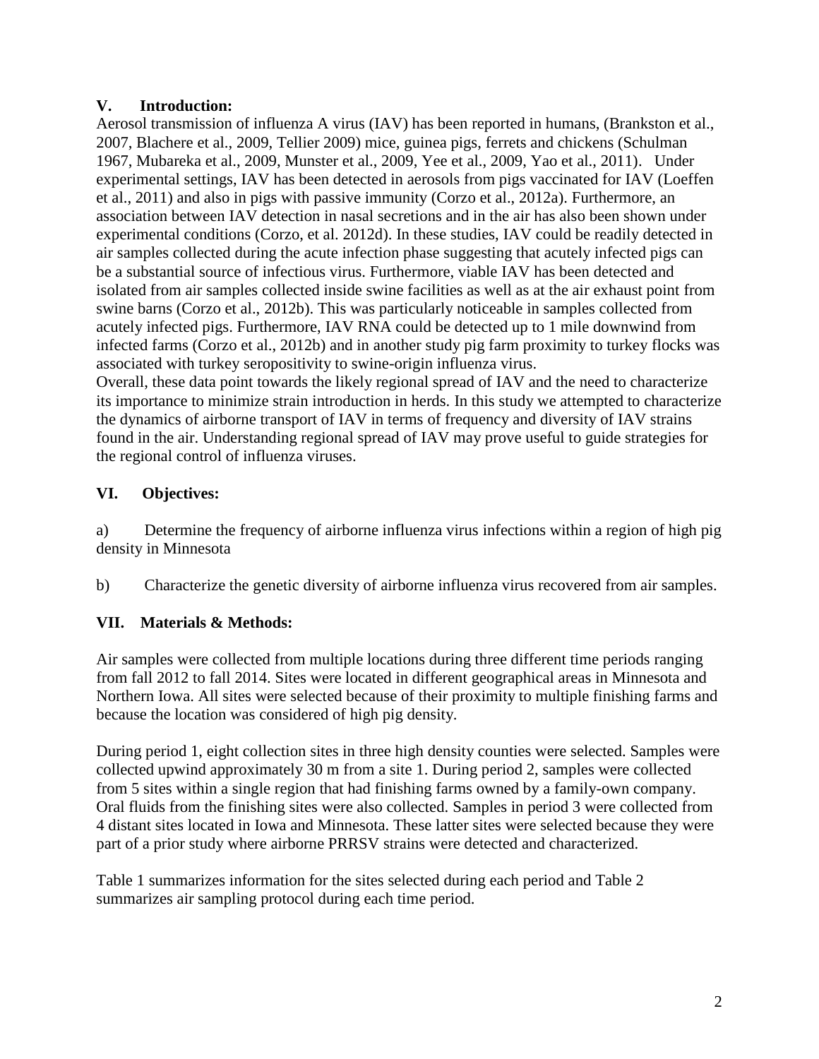## V. Introduction:

Aerosol transmission of influenza A virus (IAV) has been reported in humans, (Brankston et al., 2007, Blachere et al., 2009, Tellier 2009) mice, guinea pigs, ferrets and chickens (Schulman 1967, Mubareka et al., 2009, Munster et al., 2009, Yee et al., 2009, Yao et al., 2011). Under experimental settings, IAV has been detected in aerosols from pigs vaccinated for IAV (Loeffen et al., 2011) and also in pigs with passive immunity (Corzo et al., 2012a). Furthermore, an association between IAV detection in nasal secretions and in the air has also been shown under experimental conditions (Corzo, et al. 2012d). In these studies, IAV could be readily detected in air samples collected during the acute infection phase suggesting that acutely infected pigs can be a substantial source of infectious virus. Furthermore, viable IAV has been detected and isolated from air samples collected inside swine facilities as well as at the air exhaust point from swine barns (Corzo et al., 2012b). This was particularly noticeable in samples collected from acutely infected pigs. Furthermore, IAV RNA could be detected up to 1 mile downwind from infected farms (Corzo et al., 2012b) and in another study pig farm proximity to turkey flocks was associated with turkey seropositivity to swine-origin influenza virus.
Overall, these data point towards the likely regional spread of IAV and the need to characterize its importance to minimize strain introduction in herds. In this study we attempted to characterize the dynamics of airborne transport of IAV in terms of frequency and diversity of IAV strains found in the air. Understanding regional spread of IAV may prove useful to guide strategies for the regional control of influenza viruses.

## VI. Objectives:

a) Determine the frequency of airborne influenza virus infections within a region of high pig density in Minnesota

b) Characterize the genetic diversity of airborne influenza virus recovered from air samples.

## VII. Materials & Methods:

Air samples were collected from multiple locations during three different time periods ranging from fall 2012 to fall 2014. Sites were located in different geographical areas in Minnesota and Northern Iowa. All sites were selected because of their proximity to multiple finishing farms and because the location was considered of high pig density.

During period 1, eight collection sites in three high density counties were selected. Samples were collected upwind approximately 30 m from a site 1. During period 2, samples were collected from 5 sites within a single region that had finishing farms owned by a family-own company. Oral fluids from the finishing sites were also collected. Samples in period 3 were collected from 4 distant sites located in Iowa and Minnesota. These latter sites were selected because they were part of a prior study where airborne PRRSV strains were detected and characterized.

Table 1 summarizes information for the sites selected during each period and Table 2 summarizes air sampling protocol during each time period.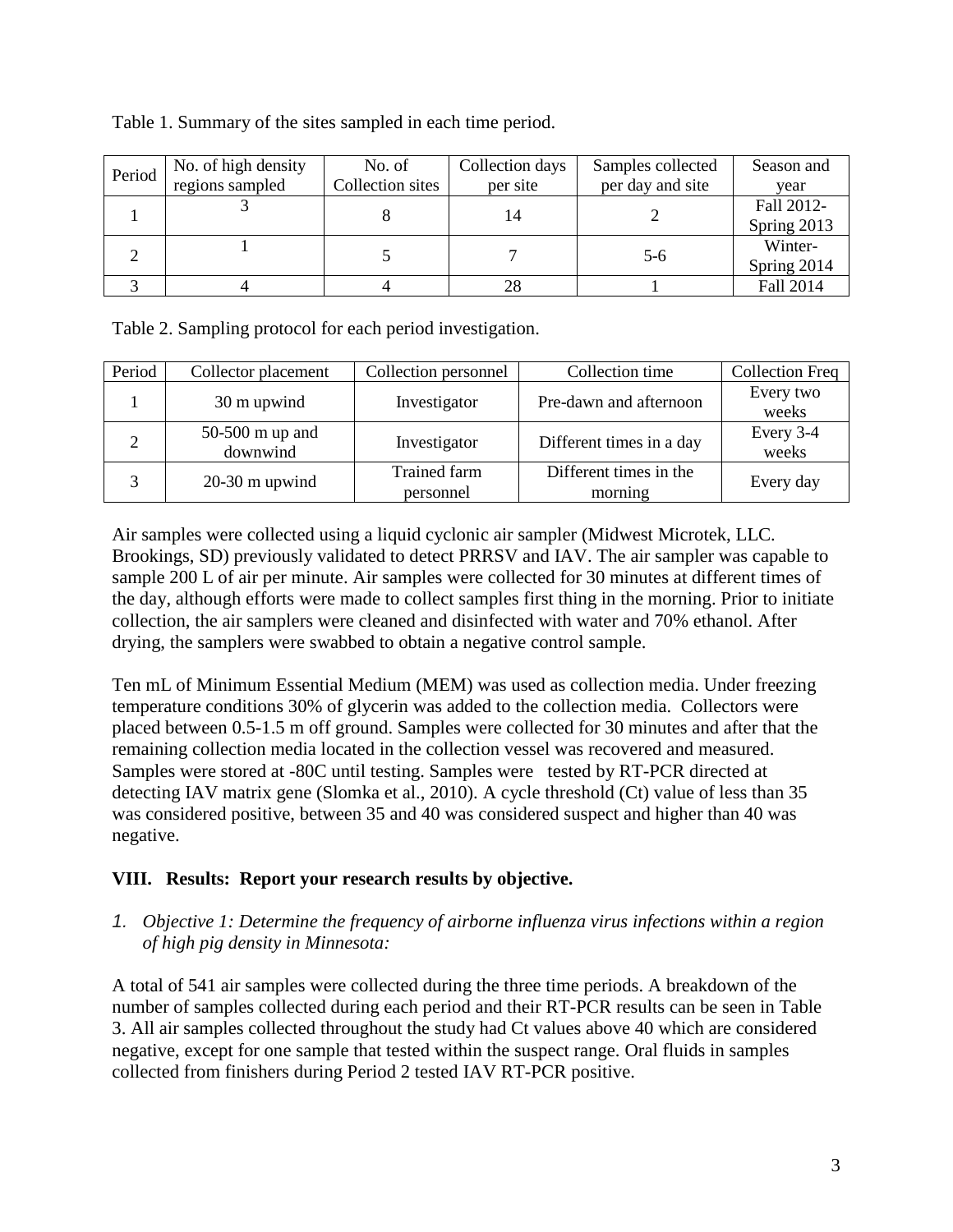Table 1. Summary of the sites sampled in each time period.

| Period | No. of high density regions sampled | No. of Collection sites | Collection days per site | Samples collected per day and site | Season and year |
|---|---|---|---|---|---|
| 1 | 3 | 8 | 14 | 2 | Fall 2012-Spring 2013 |
| 2 | 1 | 5 | 7 | 5-6 | Winter-Spring 2014 |
| 3 | 4 | 4 | 28 | 1 | Fall 2014 |

Table 2. Sampling protocol for each period investigation.

| Period | Collector placement | Collection personnel | Collection time | Collection Freq |
|---|---|---|---|---|
| 1 | 30 m upwind | Investigator | Pre-dawn and afternoon | Every two weeks |
| 2 | 50-500 m up and downwind | Investigator | Different times in a day | Every 3-4 weeks |
| 3 | 20-30 m upwind | Trained farm personnel | Different times in the morning | Every day |

Air samples were collected using a liquid cyclonic air sampler (Midwest Microtek, LLC. Brookings, SD) previously validated to detect PRRSV and IAV. The air sampler was capable to sample 200 L of air per minute. Air samples were collected for 30 minutes at different times of the day, although efforts were made to collect samples first thing in the morning. Prior to initiate collection, the air samplers were cleaned and disinfected with water and 70% ethanol. After drying, the samplers were swabbed to obtain a negative control sample.

Ten mL of Minimum Essential Medium (MEM) was used as collection media. Under freezing temperature conditions 30% of glycerin was added to the collection media. Collectors were placed between 0.5-1.5 m off ground. Samples were collected for 30 minutes and after that the remaining collection media located in the collection vessel was recovered and measured. Samples were stored at -80C until testing. Samples were tested by RT-PCR directed at detecting IAV matrix gene (Slomka et al., 2010). A cycle threshold (Ct) value of less than 35 was considered positive, between 35 and 40 was considered suspect and higher than 40 was negative.

## VIII. Results: Report your research results by objective.

1. *Objective 1: Determine the frequency of airborne influenza virus infections within a region of high pig density in Minnesota:*

A total of 541 air samples were collected during the three time periods. A breakdown of the number of samples collected during each period and their RT-PCR results can be seen in Table 3. All air samples collected throughout the study had Ct values above 40 which are considered negative, except for one sample that tested within the suspect range. Oral fluids in samples collected from finishers during Period 2 tested IAV RT-PCR positive.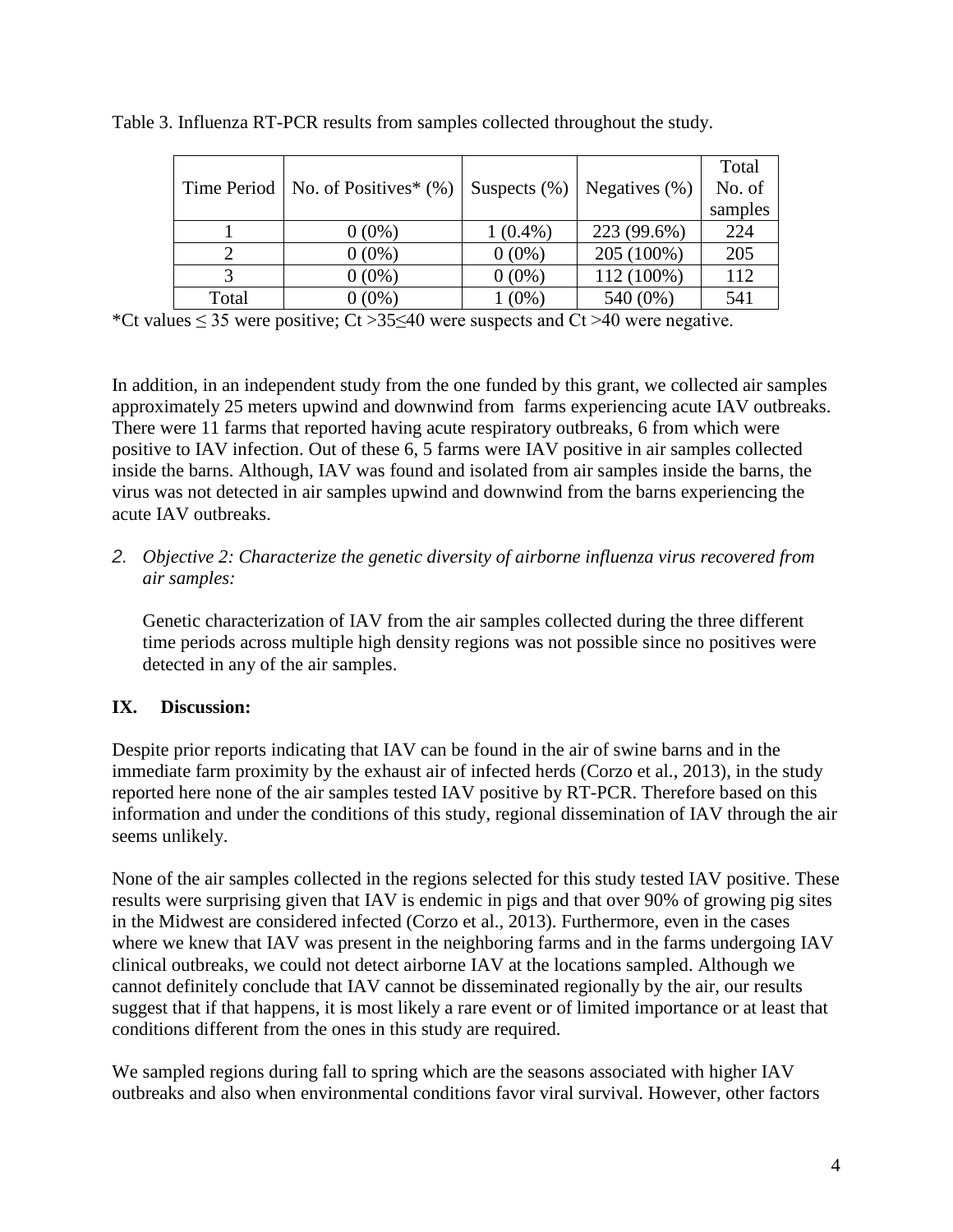Table 3. Influenza RT-PCR results from samples collected throughout the study.

| Time Period | No. of Positives* (%) | Suspects (%) | Negatives (%) | Total No. of samples |
|---|---|---|---|---|
| 1 | 0 (0%) | 1 (0.4%) | 223 (99.6%) | 224 |
| 2 | 0 (0%) | 0 (0%) | 205 (100%) | 205 |
| 3 | 0 (0%) | 0 (0%) | 112 (100%) | 112 |
| Total | 0 (0%) | 1 (0%) | 540 (0%) | 541 |

*Ct values ≤ 35 were positive; Ct >35≤40 were suspects and Ct >40 were negative.

In addition, in an independent study from the one funded by this grant, we collected air samples approximately 25 meters upwind and downwind from farms experiencing acute IAV outbreaks. There were 11 farms that reported having acute respiratory outbreaks, 6 from which were positive to IAV infection. Out of these 6, 5 farms were IAV positive in air samples collected inside the barns. Although, IAV was found and isolated from air samples inside the barns, the virus was not detected in air samples upwind and downwind from the barns experiencing the acute IAV outbreaks.

2. *Objective 2: Characterize the genetic diversity of airborne influenza virus recovered from air samples:*

   Genetic characterization of IAV from the air samples collected during the three different time periods across multiple high density regions was not possible since no positives were detected in any of the air samples.

## IX. Discussion:

Despite prior reports indicating that IAV can be found in the air of swine barns and in the immediate farm proximity by the exhaust air of infected herds (Corzo et al., 2013), in the study reported here none of the air samples tested IAV positive by RT-PCR. Therefore based on this information and under the conditions of this study, regional dissemination of IAV through the air seems unlikely.

None of the air samples collected in the regions selected for this study tested IAV positive. These results were surprising given that IAV is endemic in pigs and that over 90% of growing pig sites in the Midwest are considered infected (Corzo et al., 2013). Furthermore, even in the cases where we knew that IAV was present in the neighboring farms and in the farms undergoing IAV clinical outbreaks, we could not detect airborne IAV at the locations sampled. Although we cannot definitely conclude that IAV cannot be disseminated regionally by the air, our results suggest that if that happens, it is most likely a rare event or of limited importance or at least that conditions different from the ones in this study are required.

We sampled regions during fall to spring which are the seasons associated with higher IAV outbreaks and also when environmental conditions favor viral survival. However, other factors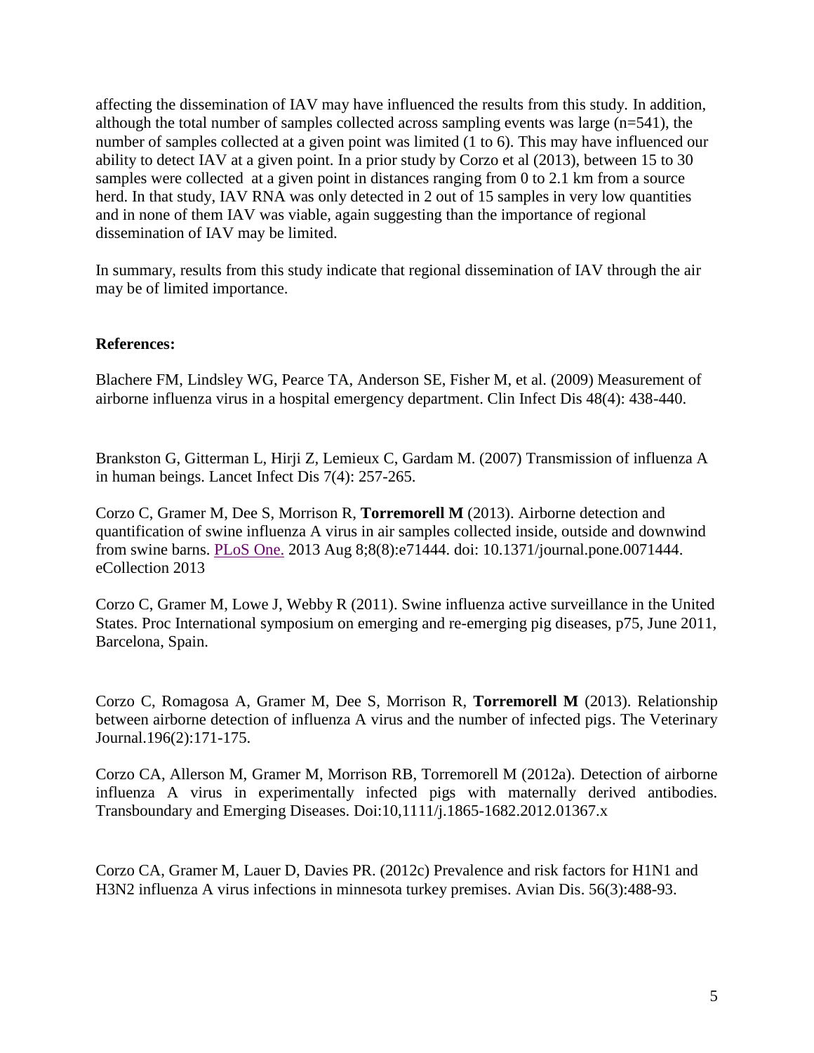affecting the dissemination of IAV may have influenced the results from this study. In addition, although the total number of samples collected across sampling events was large (n=541), the number of samples collected at a given point was limited (1 to 6). This may have influenced our ability to detect IAV at a given point. In a prior study by Corzo et al (2013), between 15 to 30 samples were collected at a given point in distances ranging from 0 to 2.1 km from a source herd. In that study, IAV RNA was only detected in 2 out of 15 samples in very low quantities and in none of them IAV was viable, again suggesting than the importance of regional dissemination of IAV may be limited.

In summary, results from this study indicate that regional dissemination of IAV through the air may be of limited importance.

**References:**

Blachere FM, Lindsley WG, Pearce TA, Anderson SE, Fisher M, et al. (2009) Measurement of airborne influenza virus in a hospital emergency department. Clin Infect Dis 48(4): 438-440.

Brankston G, Gitterman L, Hirji Z, Lemieux C, Gardam M. (2007) Transmission of influenza A in human beings. Lancet Infect Dis 7(4): 257-265.

Corzo C, Gramer M, Dee S, Morrison R, **Torremorell M** (2013). Airborne detection and quantification of swine influenza A virus in air samples collected inside, outside and downwind from swine barns. PLoS One. 2013 Aug 8;8(8):e71444. doi: 10.1371/journal.pone.0071444. eCollection 2013

Corzo C, Gramer M, Lowe J, Webby R (2011). Swine influenza active surveillance in the United States. Proc International symposium on emerging and re-emerging pig diseases, p75, June 2011, Barcelona, Spain.

Corzo C, Romagosa A, Gramer M, Dee S, Morrison R, **Torremorell M** (2013). Relationship between airborne detection of influenza A virus and the number of infected pigs. The Veterinary Journal.196(2):171-175.

Corzo CA, Allerson M, Gramer M, Morrison RB, Torremorell M (2012a). Detection of airborne influenza A virus in experimentally infected pigs with maternally derived antibodies. Transboundary and Emerging Diseases. Doi:10,1111/j.1865-1682.2012.01367.x

Corzo CA, Gramer M, Lauer D, Davies PR. (2012c) Prevalence and risk factors for H1N1 and H3N2 influenza A virus infections in minnesota turkey premises. Avian Dis. 56(3):488-93.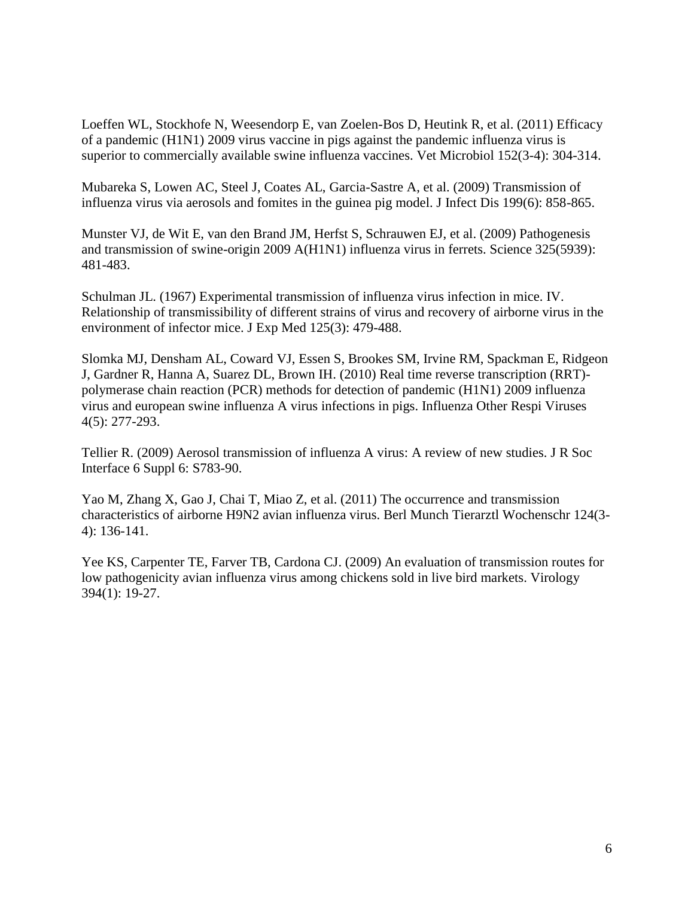Loeffen WL, Stockhofe N, Weesendorp E, van Zoelen-Bos D, Heutink R, et al. (2011) Efficacy of a pandemic (H1N1) 2009 virus vaccine in pigs against the pandemic influenza virus is superior to commercially available swine influenza vaccines. Vet Microbiol 152(3-4): 304-314.

Mubareka S, Lowen AC, Steel J, Coates AL, Garcia-Sastre A, et al. (2009) Transmission of influenza virus via aerosols and fomites in the guinea pig model. J Infect Dis 199(6): 858-865.

Munster VJ, de Wit E, van den Brand JM, Herfst S, Schrauwen EJ, et al. (2009) Pathogenesis and transmission of swine-origin 2009 A(H1N1) influenza virus in ferrets. Science 325(5939): 481-483.

Schulman JL. (1967) Experimental transmission of influenza virus infection in mice. IV. Relationship of transmissibility of different strains of virus and recovery of airborne virus in the environment of infector mice. J Exp Med 125(3): 479-488.

Slomka MJ, Densham AL, Coward VJ, Essen S, Brookes SM, Irvine RM, Spackman E, Ridgeon J, Gardner R, Hanna A, Suarez DL, Brown IH. (2010) Real time reverse transcription (RRT)-polymerase chain reaction (PCR) methods for detection of pandemic (H1N1) 2009 influenza virus and european swine influenza A virus infections in pigs. Influenza Other Respi Viruses 4(5): 277-293.

Tellier R. (2009) Aerosol transmission of influenza A virus: A review of new studies. J R Soc Interface 6 Suppl 6: S783-90.

Yao M, Zhang X, Gao J, Chai T, Miao Z, et al. (2011) The occurrence and transmission characteristics of airborne H9N2 avian influenza virus. Berl Munch Tierarztl Wochenschr 124(3-4): 136-141.

Yee KS, Carpenter TE, Farver TB, Cardona CJ. (2009) An evaluation of transmission routes for low pathogenicity avian influenza virus among chickens sold in live bird markets. Virology 394(1): 19-27.